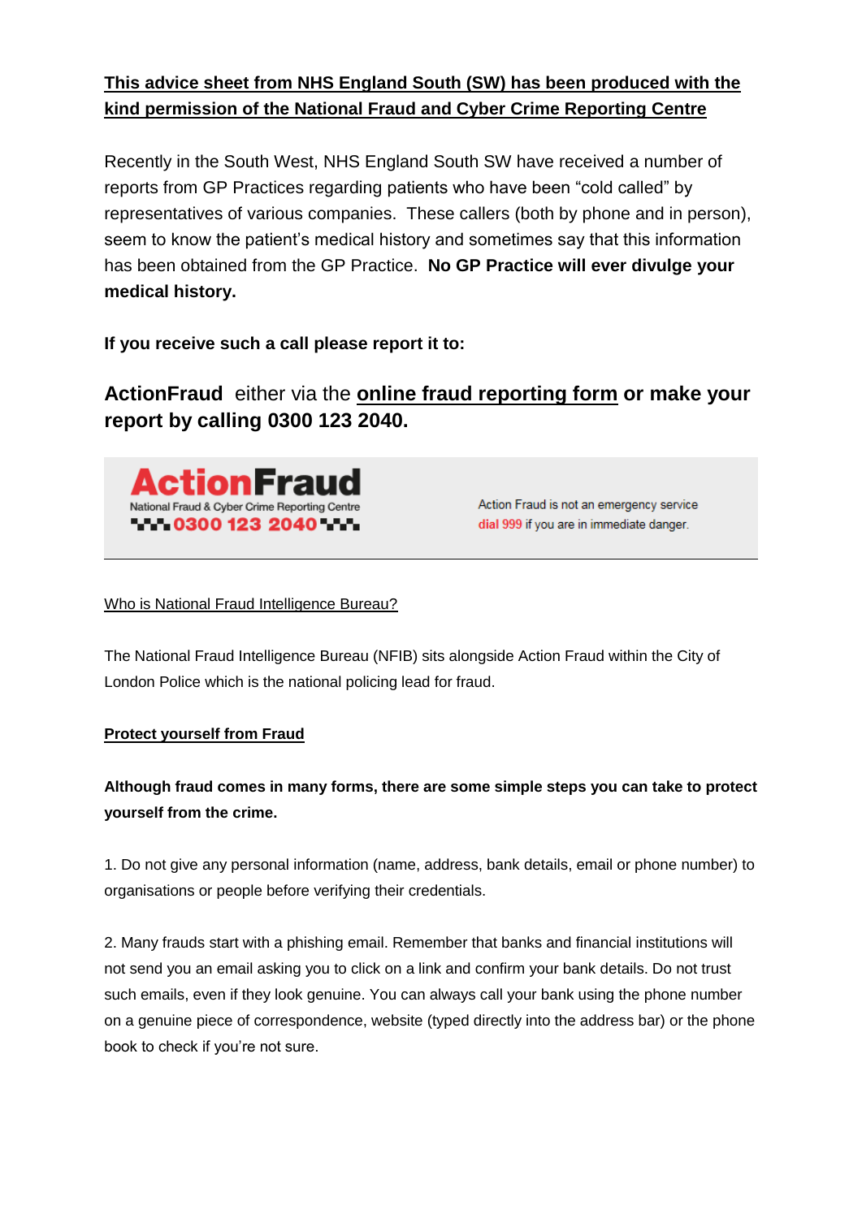**This advice sheet from NHS England South (SW) has been produced with the kind permission of the National Fraud and Cyber Crime Reporting Centre**

Recently in the South West, NHS England South SW have received a number of reports from GP Practices regarding patients who have been "cold called" by representatives of various companies. These callers (both by phone and in person), seem to know the patient's medical history and sometimes say that this information has been obtained from the GP Practice. **No GP Practice will ever divulge your medical history.**

**If you receive such a call please report it to:**

**ActionFraud** either via the **online fraud reporting form or make your report by calling 0300 123 2040.**

**ActionFraud**
National Fraud & Cyber Crime Reporting Centre
**0300 123 2040**

Action Fraud is not an emergency service
dial 999 if you are in immediate danger.

Who is National Fraud Intelligence Bureau?

The National Fraud Intelligence Bureau (NFIB) sits alongside Action Fraud within the City of London Police which is the national policing lead for fraud.

**Protect yourself from Fraud**

**Although fraud comes in many forms, there are some simple steps you can take to protect yourself from the crime.**

1. Do not give any personal information (name, address, bank details, email or phone number) to organisations or people before verifying their credentials.

2. Many frauds start with a phishing email. Remember that banks and financial institutions will not send you an email asking you to click on a link and confirm your bank details. Do not trust such emails, even if they look genuine. You can always call your bank using the phone number on a genuine piece of correspondence, website (typed directly into the address bar) or the phone book to check if you're not sure.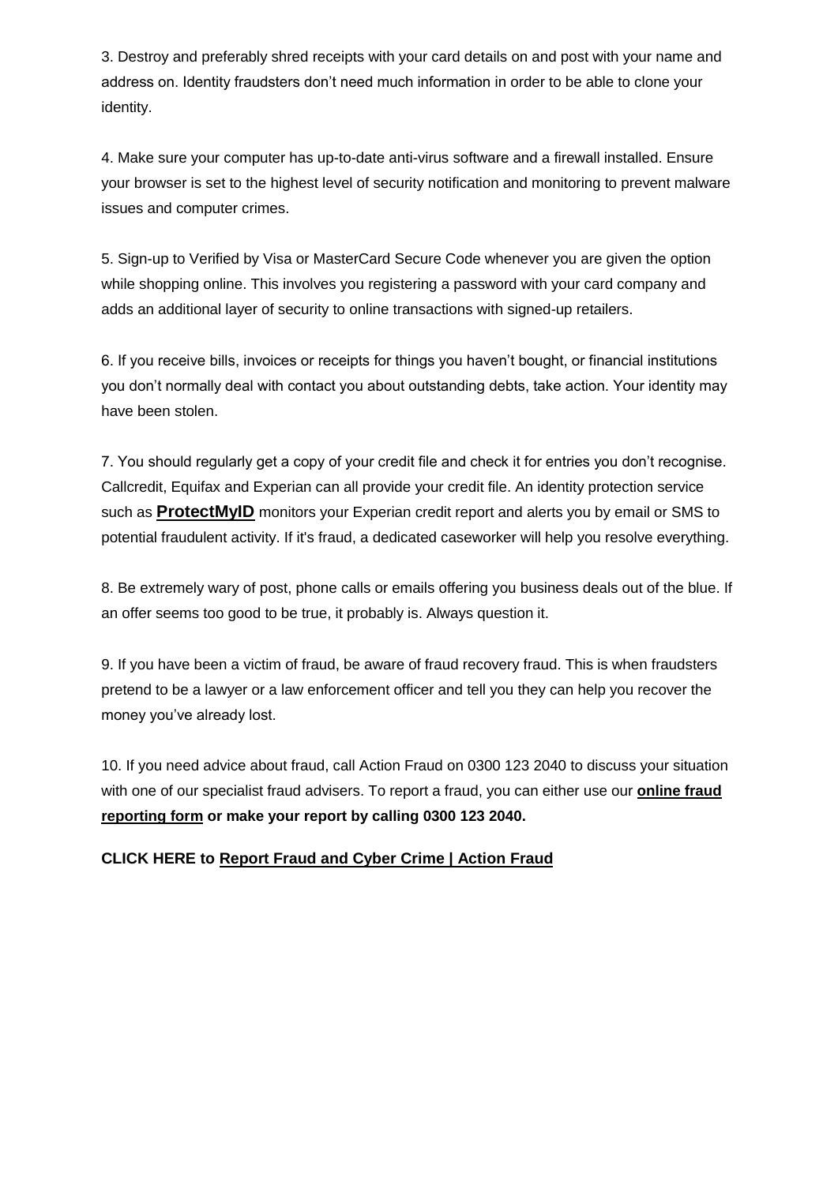3. Destroy and preferably shred receipts with your card details on and post with your name and address on. Identity fraudsters don't need much information in order to be able to clone your identity.

4. Make sure your computer has up-to-date anti-virus software and a firewall installed. Ensure your browser is set to the highest level of security notification and monitoring to prevent malware issues and computer crimes.

5. Sign-up to Verified by Visa or MasterCard Secure Code whenever you are given the option while shopping online. This involves you registering a password with your card company and adds an additional layer of security to online transactions with signed-up retailers.

6. If you receive bills, invoices or receipts for things you haven't bought, or financial institutions you don't normally deal with contact you about outstanding debts, take action. Your identity may have been stolen.

7. You should regularly get a copy of your credit file and check it for entries you don't recognise. Callcredit, Equifax and Experian can all provide your credit file. An identity protection service such as **ProtectMyID** monitors your Experian credit report and alerts you by email or SMS to potential fraudulent activity. If it's fraud, a dedicated caseworker will help you resolve everything.

8. Be extremely wary of post, phone calls or emails offering you business deals out of the blue. If an offer seems too good to be true, it probably is. Always question it.

9. If you have been a victim of fraud, be aware of fraud recovery fraud. This is when fraudsters pretend to be a lawyer or a law enforcement officer and tell you they can help you recover the money you've already lost.

10. If you need advice about fraud, call Action Fraud on 0300 123 2040 to discuss your situation with one of our specialist fraud advisers. To report a fraud, you can either use our **online fraud reporting form or make your report by calling 0300 123 2040.**

**CLICK HERE to Report Fraud and Cyber Crime | Action Fraud**